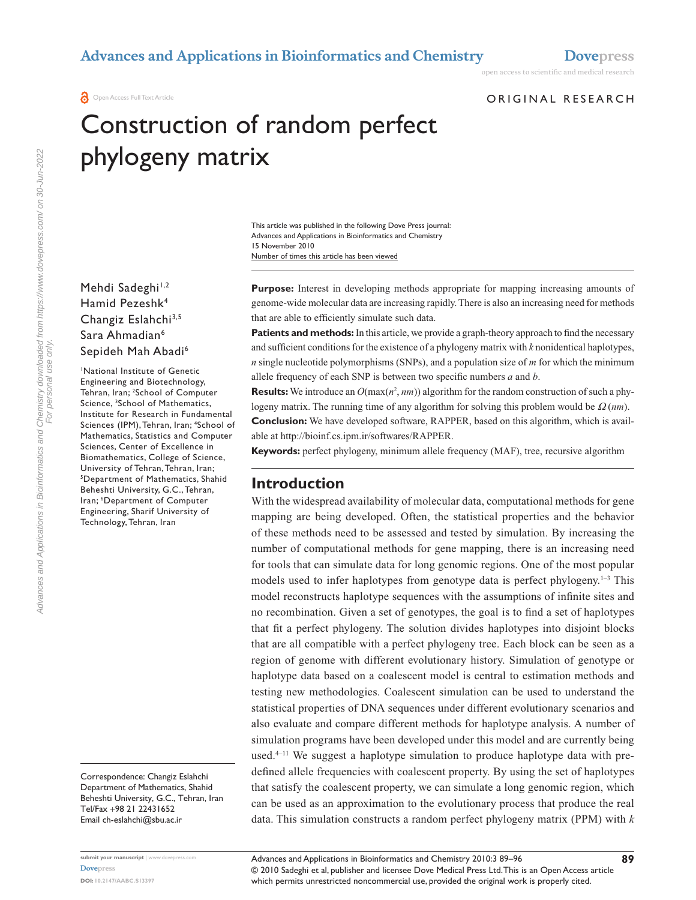ORIGINAL RESEARCH

# Construction of random perfect phylogeny matrix

This article was published in the following Dove Press journal:
Advances and Applications in Bioinformatics and Chemistry
15 November 2010
Number of times this article has been viewed

Mehdi Sadeghi[1,2]
Hamid Pezeshk[4]
Changiz Eslahchi[3,5]
Sara Ahmadian[6]
Sepideh Mah Abadi[6]

[1]National Institute of Genetic Engineering and Biotechnology, Tehran, Iran; [2]School of Computer Science, [3]School of Mathematics, Institute for Research in Fundamental Sciences (IPM), Tehran, Iran; [4]School of Mathematics, Statistics and Computer Sciences, Center of Excellence in Biomathematics, College of Science, University of Tehran, Tehran, Iran; [5]Department of Mathematics, Shahid Beheshti University, G.C., Tehran, Iran; [6]Department of Computer Engineering, Sharif University of Technology, Tehran, Iran

Correspondence: Changiz Eslahchi
Department of Mathematics, Shahid Beheshti University, G.C., Tehran, Iran
Tel/Fax +98 21 22431652
Email ch-eslahchi@sbu.ac.ir

**Purpose:** Interest in developing methods appropriate for mapping increasing amounts of genome-wide molecular data are increasing rapidly. There is also an increasing need for methods that are able to efficiently simulate such data.

**Patients and methods:** In this article, we provide a graph-theory approach to find the necessary and sufficient conditions for the existence of a phylogeny matrix with $k$ nonidentical haplotypes, $n$ single nucleotide polymorphisms (SNPs), and a population size of $m$ for which the minimum allele frequency of each SNP is between two specific numbers $a$ and $b$.

**Results:** We introduce an $O(\max(n^2, nm))$ algorithm for the random construction of such a phylogeny matrix. The running time of any algorithm for solving this problem would be $\Omega(nm)$.

**Conclusion:** We have developed software, RAPPER, based on this algorithm, which is available at http://bioinf.cs.ipm.ir/softwares/RAPPER.

**Keywords:** perfect phylogeny, minimum allele frequency (MAF), tree, recursive algorithm

## Introduction

With the widespread availability of molecular data, computational methods for gene mapping are being developed. Often, the statistical properties and the behavior of these methods need to be assessed and tested by simulation. By increasing the number of computational methods for gene mapping, there is an increasing need for tools that can simulate data for long genomic regions. One of the most popular models used to infer haplotypes from genotype data is perfect phylogeny.[1–3] This model reconstructs haplotype sequences with the assumptions of infinite sites and no recombination. Given a set of genotypes, the goal is to find a set of haplotypes that fit a perfect phylogeny. The solution divides haplotypes into disjoint blocks that are all compatible with a perfect phylogeny tree. Each block can be seen as a region of genome with different evolutionary history. Simulation of genotype or haplotype data based on a coalescent model is central to estimation methods and testing new methodologies. Coalescent simulation can be used to understand the statistical properties of DNA sequences under different evolutionary scenarios and also evaluate and compare different methods for haplotype analysis. A number of simulation programs have been developed under this model and are currently being used.[4–11] We suggest a haplotype simulation to produce haplotype data with predefined allele frequencies with coalescent property. By using the set of haplotypes that satisfy the coalescent property, we can simulate a long genomic region, which can be used as an approximation to the evolutionary process that produce the real data. This simulation constructs a random perfect phylogeny matrix (PPM) with $k$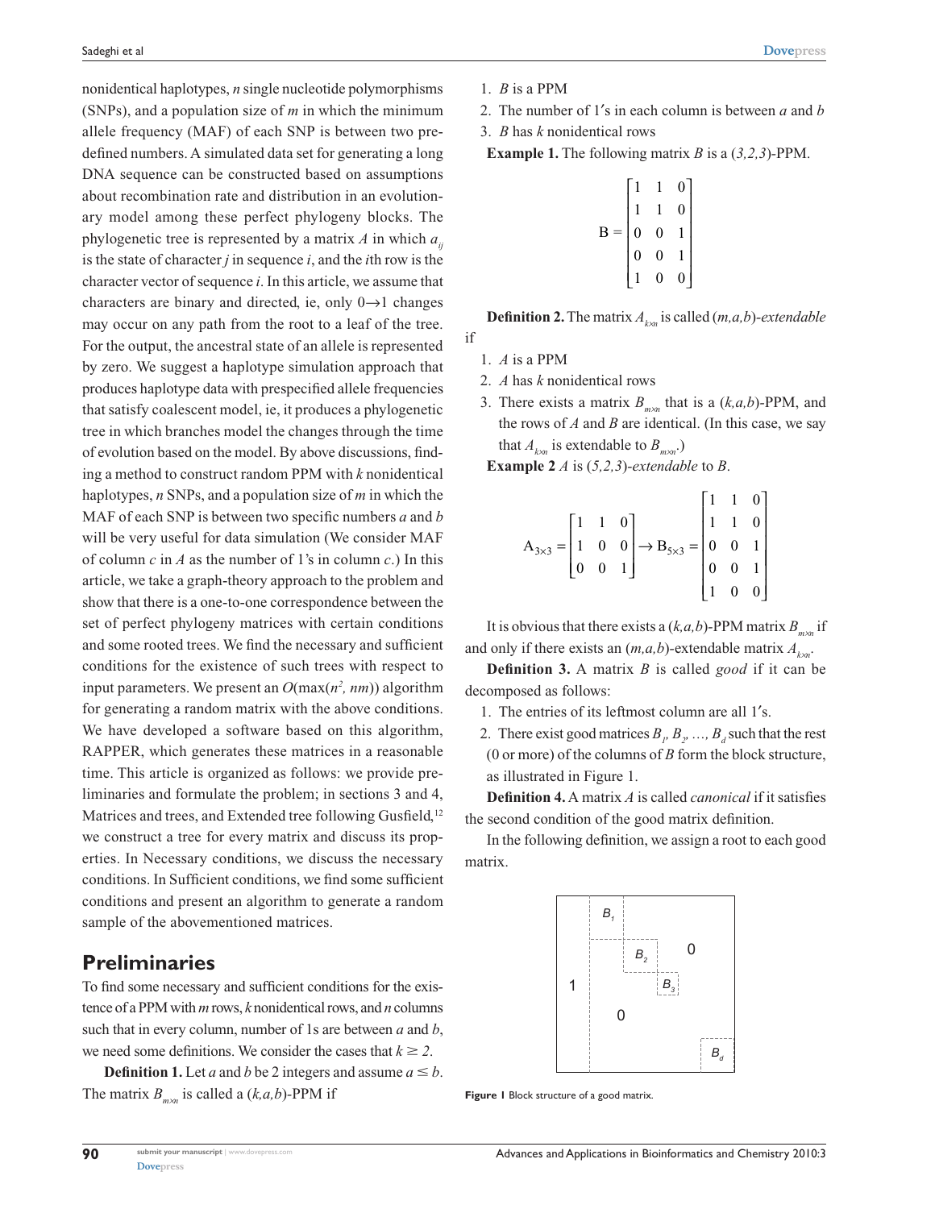nonidentical haplotypes, $n$ single nucleotide polymorphisms (SNPs), and a population size of $m$ in which the minimum allele frequency (MAF) of each SNP is between two predefined numbers. A simulated data set for generating a long DNA sequence can be constructed based on assumptions about recombination rate and distribution in an evolutionary model among these perfect phylogeny blocks. The phylogenetic tree is represented by a matrix $A$ in which $a_{ij}$ is the state of character $j$ in sequence $i$, and the $i$th row is the character vector of sequence $i$. In this article, we assume that characters are binary and directed, ie, only $0 \rightarrow 1$ changes may occur on any path from the root to a leaf of the tree. For the output, the ancestral state of an allele is represented by zero. We suggest a haplotype simulation approach that produces haplotype data with prespecified allele frequencies that satisfy coalescent model, ie, it produces a phylogenetic tree in which branches model the changes through the time of evolution based on the model. By above discussions, finding a method to construct random PPM with $k$ nonidentical haplotypes, $n$ SNPs, and a population size of $m$ in which the MAF of each SNP is between two specific numbers $a$ and $b$ will be very useful for data simulation (We consider MAF of column $c$ in $A$ as the number of 1's in column $c$.) In this article, we take a graph-theory approach to the problem and show that there is a one-to-one correspondence between the set of perfect phylogeny matrices with certain conditions and some rooted trees. We find the necessary and sufficient conditions for the existence of such trees with respect to input parameters. We present an $O(\max(n^2, nm))$ algorithm for generating a random matrix with the above conditions. We have developed a software based on this algorithm, RAPPER, which generates these matrices in a reasonable time. This article is organized as follows: we provide preliminaries and formulate the problem; in sections 3 and 4, Matrices and trees, and Extended tree following Gusfield,[12] we construct a tree for every matrix and discuss its properties. In Necessary conditions, we discuss the necessary conditions. In Sufficient conditions, we find some sufficient conditions and present an algorithm to generate a random sample of the abovementioned matrices.

## Preliminaries

To find some necessary and sufficient conditions for the existence of a PPM with $m$ rows, $k$ nonidentical rows, and $n$ columns such that in every column, number of 1s are between $a$ and $b$, we need some definitions. We consider the cases that $k \geq 2$.

**Definition 1.** Let $a$ and $b$ be 2 integers and assume $a \leq b$. The matrix $B_{m \times n}$ is called a $(k,a,b)$-PPM if

1. $B$ is a PPM
2. The number of 1′s in each column is between $a$ and $b$
3. $B$ has $k$ nonidentical rows

**Example 1.** The following matrix $B$ is a $(3,2,3)$-PPM.

$$B = \begin{bmatrix} 1 & 1 & 0 \\ 1 & 1 & 0 \\ 0 & 0 & 1 \\ 0 & 0 & 1 \\ 1 & 0 & 0 \end{bmatrix}$$

**Definition 2.** The matrix $A_{k \times n}$ is called $(m,a,b)$-*extendable* if

1. $A$ is a PPM
2. $A$ has $k$ nonidentical rows
3. There exists a matrix $B_{m \times n}$ that is a $(k,a,b)$-PPM, and the rows of $A$ and $B$ are identical. (In this case, we say that $A_{k \times n}$ is extendable to $B_{m \times n}$.)

**Example 2** $A$ is $(5,2,3)$-*extendable* to $B$.

$$A_{3\times 3} = \begin{bmatrix} 1 & 1 & 0 \\ 1 & 0 & 0 \\ 0 & 0 & 1 \end{bmatrix} \rightarrow B_{5\times 3} = \begin{bmatrix} 1 & 1 & 0 \\ 1 & 1 & 0 \\ 0 & 0 & 1 \\ 0 & 0 & 1 \\ 1 & 0 & 0 \end{bmatrix}$$

It is obvious that there exists a $(k,a,b)$-PPM matrix $B_{m \times n}$ if and only if there exists an $(m,a,b)$-extendable matrix $A_{k \times n}$.

**Definition 3.** A matrix $B$ is called *good* if it can be decomposed as follows:

1. The entries of its leftmost column are all 1′s.
2. There exist good matrices $B_1, B_2, \ldots, B_d$ such that the rest (0 or more) of the columns of $B$ form the block structure, as illustrated in Figure 1.

**Definition 4.** A matrix $A$ is called *canonical* if it satisfies the second condition of the good matrix definition.

In the following definition, we assign a root to each good matrix.

**Figure 1** Block structure of a good matrix.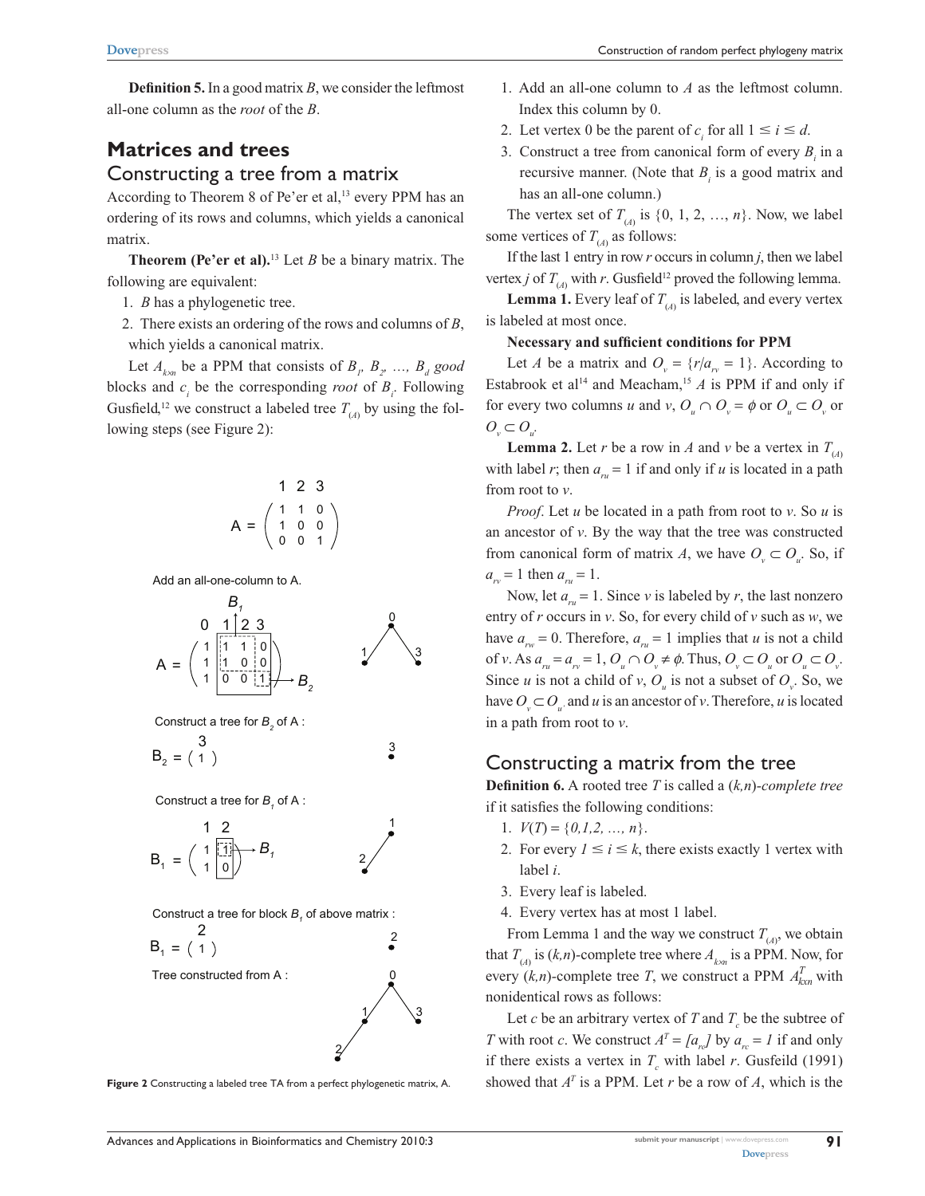**Definition 5.** In a good matrix $B$, we consider the leftmost all-one column as the *root* of the $B$.

## Matrices and trees

### Constructing a tree from a matrix

According to Theorem 8 of Pe'er et al,[13] every PPM has an ordering of its rows and columns, which yields a canonical matrix.

**Theorem (Pe'er et al).**[13] Let $B$ be a binary matrix. The following are equivalent:

1. $B$ has a phylogenetic tree.
2. There exists an ordering of the rows and columns of $B$, which yields a canonical matrix.

Let $A_{k \times n}$ be a PPM that consists of $B_1, B_2, \ldots, B_d$ *good* blocks and $c_i$ be the corresponding *root* of $B_i$. Following Gusfield,[12] we construct a labeled tree $T_{(A)}$ by using the following steps (see Figure 2):

**Figure 2** Constructing a labeled tree TA from a perfect phylogenetic matrix, A.

1. Add an all-one column to $A$ as the leftmost column. Index this column by 0.
2. Let vertex 0 be the parent of $c_i$ for all $1 \leq i \leq d$.
3. Construct a tree from canonical form of every $B_i$ in a recursive manner. (Note that $B_i$ is a good matrix and has an all-one column.)

The vertex set of $T_{(A)}$ is $\{0, 1, 2, \ldots, n\}$. Now, we label some vertices of $T_{(A)}$ as follows:

If the last 1 entry in row $r$ occurs in column $j$, then we label vertex $j$ of $T_{(A)}$ with $r$. Gusfield[12] proved the following lemma.

**Lemma 1.** Every leaf of $T_{(A)}$ is labeled, and every vertex is labeled at most once.

**Necessary and sufficient conditions for PPM**

Let $A$ be a matrix and $O_v = \{r / a_{rv} = 1\}$. According to Estabrook et al[14] and Meacham,[15] $A$ is PPM if and only if for every two columns $u$ and $v$, $O_u \cap O_v = \phi$ or $O_u \subset O_v$ or $O_v \subset O_u$.

**Lemma 2.** Let $r$ be a row in $A$ and $v$ be a vertex in $T_{(A)}$ with label $r$; then $a_{ru} = 1$ if and only if $u$ is located in a path from root to $v$.

*Proof*. Let $u$ be located in a path from root to $v$. So $u$ is an ancestor of $v$. By the way that the tree was constructed from canonical form of matrix $A$, we have $O_v \subset O_u$. So, if $a_{rv} = 1$ then $a_{ru} = 1$.

Now, let $a_{ru} = 1$. Since $v$ is labeled by $r$, the last nonzero entry of $r$ occurs in $v$. So, for every child of $v$ such as $w$, we have $a_{rw} = 0$. Therefore, $a_{ru} = 1$ implies that $u$ is not a child of $v$. As $a_{ru} = a_{rv} = 1$, $O_u \cap O_v \neq \phi$. Thus, $O_v \subset O_u$ or $O_u \subset O_v$. Since $u$ is not a child of $v$, $O_u$ is not a subset of $O_v$. So, we have $O_v \subset O_u$, and $u$ is an ancestor of $v$. Therefore, $u$ is located in a path from root to $v$.

### Constructing a matrix from the tree

**Definition 6.** A rooted tree $T$ is called a *(k,n)-complete tree* if it satisfies the following conditions:

1. $V(T) = \{0,1,2, \ldots, n\}$.
2. For every $1 \leq i \leq k$, there exists exactly 1 vertex with label $i$.
3. Every leaf is labeled.
4. Every vertex has at most 1 label.

From Lemma 1 and the way we construct $T_{(A)}$, we obtain that $T_{(A)}$ is $(k,n)$-complete tree where $A_{k \times n}$ is a PPM. Now, for every $(k,n)$-complete tree $T$, we construct a PPM $A^T_{k \times n}$ with nonidentical rows as follows:

Let $c$ be an arbitrary vertex of $T$ and $T_c$ be the subtree of $T$ with root $c$. We construct $A^T = [a_{rc}]$ by $a_{rc} = 1$ if and only if there exists a vertex in $T_c$ with label $r$. Gusfeild (1991) showed that $A^T$ is a PPM. Let $r$ be a row of $A$, which is the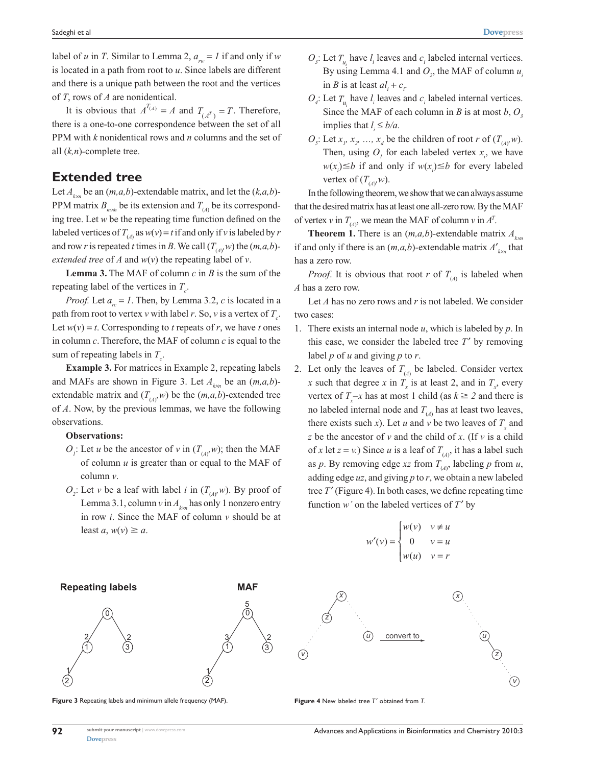label of $u$ in $T$. Similar to Lemma 2, $a_{rw} = 1$ if and only if $w$ is located in a path from root to $u$. Since labels are different and there is a unique path between the root and the vertices of $T$, rows of $A$ are nonidentical.

It is obvious that $A^{T_{(A)}} = A$ and $T_{(A^T)} = T$. Therefore, there is a one-to-one correspondence between the set of all PPM with $k$ nonidentical rows and $n$ columns and the set of all $(k,n)$-complete tree.

## Extended tree

Let $A_{k \times n}$ be an $(m,a,b)$-extendable matrix, and let the $(k,a,b)$-PPM matrix $B_{m \times n}$ be its extension and $T_{(A)}$ be its corresponding tree. Let $w$ be the repeating time function defined on the labeled vertices of $T_{(A)}$ as $w(v) = t$ if and only if $v$ is labeled by $r$ and row $r$ is repeated $t$ times in $B$. We call $(T_{(A)}, w)$ the $(m,a,b)$-*extended tree* of $A$ and $w(v)$ the repeating label of $v$.

**Lemma 3.** The MAF of column $c$ in $B$ is the sum of the repeating label of the vertices in $T_c$.

*Proof.* Let $a_{rc} = 1$. Then, by Lemma 3.2, $c$ is located in a path from root to vertex $v$ with label $r$. So, $v$ is a vertex of $T_c$. Let $w(v) = t$. Corresponding to $t$ repeats of $r$, we have $t$ ones in column $c$. Therefore, the MAF of column $c$ is equal to the sum of repeating labels in $T_c$.

**Example 3.** For matrices in Example 2, repeating labels and MAFs are shown in Figure 3. Let $A_{k \times n}$ be an $(m,a,b)$-extendable matrix and $(T_{(A)}, w)$ be the $(m,a,b)$-extended tree of $A$. Now, by the previous lemmas, we have the following observations.

**Observations:**

- $O_1$: Let $u$ be the ancestor of $v$ in $(T_{(A)}, w)$; then the MAF of column $u$ is greater than or equal to the MAF of column $v$.
- $O_2$: Let $v$ be a leaf with label $i$ in $(T_{(A)}, w)$. By proof of Lemma 3.1, column $v$ in $A_{k \times n}$ has only 1 nonzero entry in row $i$. Since the MAF of column $v$ should be at least $a$, $w(v) \geq a$.
- $O_3$: Let $T_{u_i}$ have $l_i$ leaves and $c_i$ labeled internal vertices. By using Lemma 4.1 and $O_2$, the MAF of column $u_i$ in $B$ is at least $al_i + c_i$.
- $O_4$: Let $T_{u_i}$ have $l_i$ leaves and $c_i$ labeled internal vertices. Since the MAF of each column in $B$ is at most $b$, $O_3$ implies that $l_i \leq b/a$.
- $O_5$: Let $x_1, x_2, \ldots, x_d$ be the children of root $r$ of $(T_{(A)}, w)$. Then, using $O_1$ for each labeled vertex $x_i$, we have $w(x_i) \leq b$ if and only if $w(x_i) \leq b$ for every labeled vertex of $(T_{(A)}, w)$.

In the following theorem, we show that we can always assume that the desired matrix has at least one all-zero row. By the MAF of vertex $v$ in $T_{(A)}$, we mean the MAF of column $v$ in $A^T$.

**Theorem 1.** There is an $(m,a,b)$-extendable matrix $A_{k \times n}$ if and only if there is an $(m,a,b)$-extendable matrix $A'_{k \times n}$ that has a zero row.

*Proof.* It is obvious that root $r$ of $T_{(A)}$ is labeled when $A$ has a zero row.

Let $A$ has no zero rows and $r$ is not labeled. We consider two cases:

1. There exists an internal node $u$, which is labeled by $p$. In this case, we consider the labeled tree $T'$ by removing label $p$ of $u$ and giving $p$ to $r$.
2. Let only the leaves of $T_{(A)}$ be labeled. Consider vertex $x$ such that degree $x$ in $T_x$ is at least 2, and in $T_x$, every vertex of $T_x - x$ has at most 1 child (as $k \geq 2$ and there is no labeled internal node and $T_{(A)}$ has at least two leaves, there exists such $x$). Let $u$ and $v$ be two leaves of $T_x$ and $z$ be the ancestor of $v$ and the child of $x$. (If $v$ is a child of $x$ let $z = v$.) Since $u$ is a leaf of $T_{(A)}$, it has a label such as $p$. By removing edge $xz$ from $T_{(A)}$, labeling $p$ from $u$, adding edge $uz$, and giving $p$ to $r$, we obtain a new labeled tree $T'$ (Figure 4). In both cases, we define repeating time function $w'$ on the labeled vertices of $T'$ by

$$w'(v) = \begin{cases} w(v) & v \neq u \\ 0 & v = u \\ w(u) & v = r \end{cases}$$

**Figure 3** Repeating labels and minimum allele frequency (MAF).

**Figure 4** New labeled tree $T'$ obtained from $T$.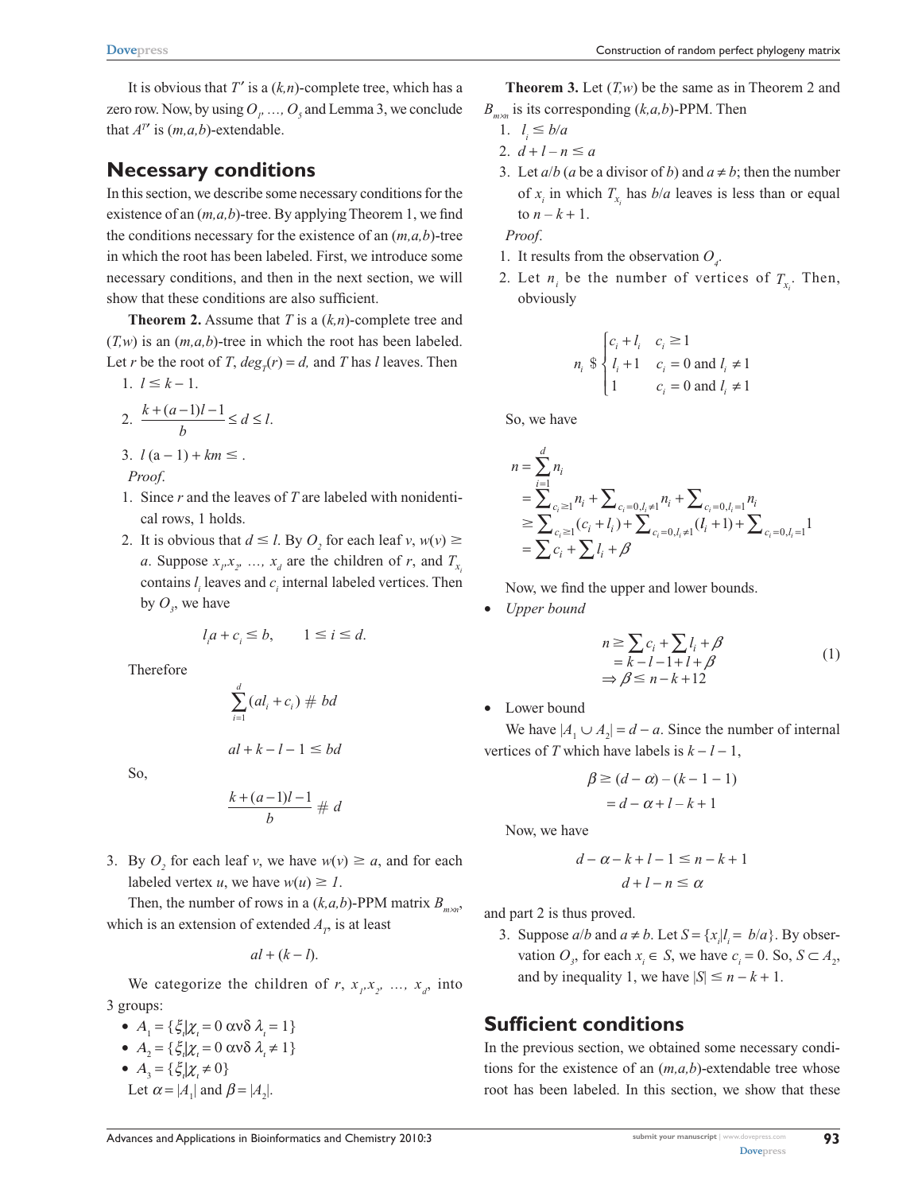It is obvious that $T'$ is a $(k,n)$-complete tree, which has a zero row. Now, by using $O_1, \ldots, O_3$ and Lemma 3, we conclude that $A^{T'}$ is $(m,a,b)$-extendable.

## Necessary conditions

In this section, we describe some necessary conditions for the existence of an $(m,a,b)$-tree. By applying Theorem 1, we find the conditions necessary for the existence of an $(m,a,b)$-tree in which the root has been labeled. First, we introduce some necessary conditions, and then in the next section, we will show that these conditions are also sufficient.

**Theorem 2.** Assume that $T$ is a $(k,n)$-complete tree and $(T,w)$ is an $(m,a,b)$-tree in which the root has been labeled. Let $r$ be the root of $T$, $deg_T(r) = d$, and $T$ has $l$ leaves. Then

1. $l \leq k - 1$.
2. $\dfrac{k+(a-1)l-1}{b} \leq d \leq l.$
3. $l\,(a-1) + km \leq .$

*Proof.*

1. Since $r$ and the leaves of $T$ are labeled with nonidentical rows, 1 holds.
2. It is obvious that $d \leq l$. By $O_2$ for each leaf $v$, $w(v) \geq a$. Suppose $x_1, x_2, \ldots, x_d$ are the children of $r$, and $T_{x_i}$ contains $l_i$ leaves and $c_i$ internal labeled vertices. Then by $O_3$, we have

$$l_i a + c_i \leq b, \qquad 1 \leq i \leq d.$$

Therefore

$$\sum_{i=1}^{d}(al_i + c_i) \# bd$$

$$al + k - l - 1 \leq bd$$

So,

$$\frac{k+(a-1)l-1}{b} \# d$$

3. By $O_2$ for each leaf $v$, we have $w(v) \geq a$, and for each labeled vertex $u$, we have $w(u) \geq 1$.

Then, the number of rows in a $(k,a,b)$-PPM matrix $B_{m \times n}$, which is an extension of extended $A_T$, is at least

$$al + (k - l).$$

We categorize the children of $r$, $x_1, x_2, \ldots, x_d$, into 3 groups:

- $A_1 = \{\xi_i | \chi_t = 0 \ \alpha\nu\delta \ \lambda_t = 1\}$
- $A_2 = \{\xi_i | \chi_t = 0 \ \alpha\nu\delta \ \lambda_t \neq 1\}$
- $A_3 = \{\xi_i | \chi_t \neq 0\}$

Let $\alpha = |A_1|$ and $\beta = |A_2|$.

**Theorem 3.** Let $(T,w)$ be the same as in Theorem 2 and $B_{m \times n}$ is its corresponding $(k,a,b)$-PPM. Then

1. $l_i \leq b/a$
2. $d + l - n \leq a$
3. Let $a/b$ ($a$ be a divisor of $b$) and $a \neq b$; then the number of $x_i$ in which $T_{x_i}$ has $b/a$ leaves is less than or equal to $n - k + 1$.

*Proof.*

1. It results from the observation $O_4$.
2. Let $n_i$ be the number of vertices of $T_{x_i}$. Then, obviously

$$n_i \ \$ \begin{cases} c_i + l_i & c_i \geq 1 \\ l_i + 1 & c_i = 0 \text{ and } l_i \neq 1 \\ 1 & c_i = 0 \text{ and } l_i \neq 1 \end{cases}$$

So, we have

$$\begin{aligned} n &= \sum_{i=1}^{d} n_i \\ &= \sum_{c_i \geq 1} n_i + \sum_{c_i=0, l_i \neq 1} n_i + \sum_{c_i=0, l_i=1} n_i \\ &\geq \sum_{c_i \geq 1}(c_i + l_i) + \sum_{c_i=0, l_i \neq 1}(l_i + 1) + \sum_{c_i=0, l_i=1} 1 \\ &= \sum c_i + \sum l_i + \beta \end{aligned}$$

Now, we find the upper and lower bounds.

- *Upper bound*

$$\begin{aligned} n &\geq \sum c_i + \sum l_i + \beta \\ &= k - l - 1 + l + \beta \\ &\Rightarrow \beta \leq n - k + 12 \end{aligned} \tag{1}$$

- Lower bound

We have $|A_1 \cup A_2| = d - a$. Since the number of internal vertices of $T$ which have labels is $k - l - 1$,

$$\begin{aligned} \beta &\geq (d - \alpha) - (k - 1 - 1) \\ &= d - \alpha + l - k + 1 \end{aligned}$$

Now, we have

$$\begin{gathered} d - \alpha - k + l - 1 \leq n - k + 1 \\ d + l - n \leq \alpha \end{gathered}$$

and part 2 is thus proved.

3. Suppose $a/b$ and $a \neq b$. Let $S = \{x_i | l_i = b/a\}$. By observation $O_3$, for each $x_i \in S$, we have $c_i = 0$. So, $S \subset A_2$, and by inequality 1, we have $|S| \leq n - k + 1$.

## Sufficient conditions

In the previous section, we obtained some necessary conditions for the existence of an $(m,a,b)$-extendable tree whose root has been labeled. In this section, we show that these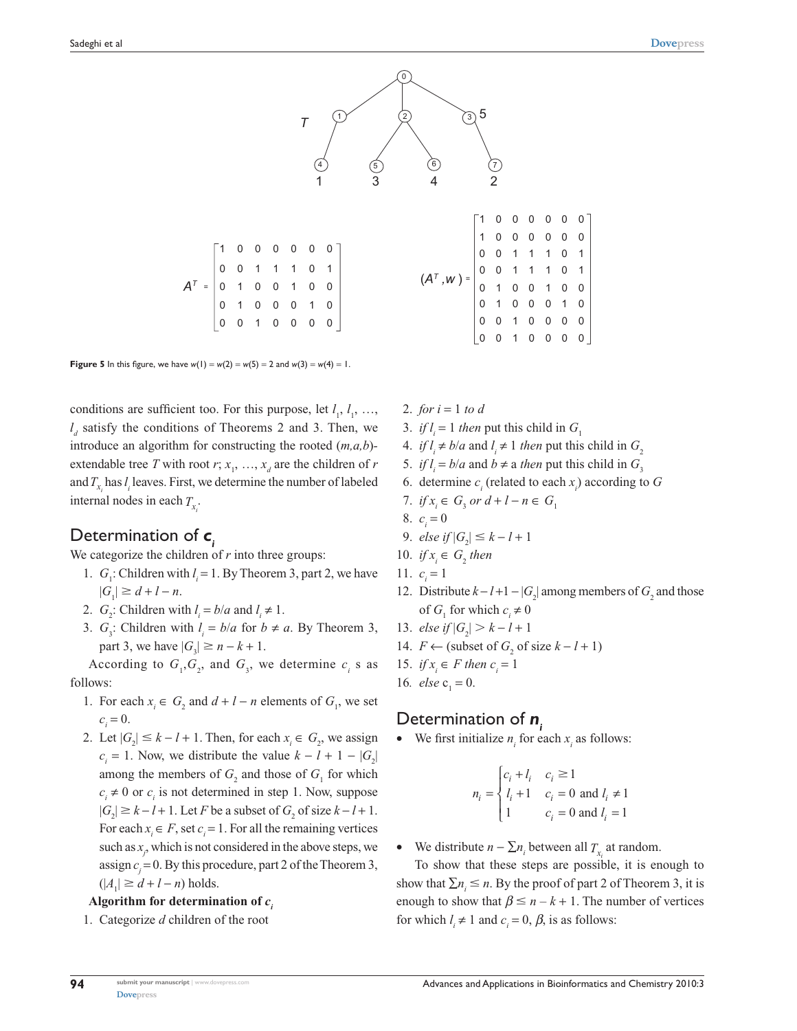$$A^T = \begin{bmatrix} 1 & 0 & 0 & 0 & 0 & 0 & 0 \\ 0 & 0 & 1 & 1 & 1 & 0 & 1 \\ 0 & 1 & 0 & 0 & 1 & 0 & 0 \\ 0 & 1 & 0 & 0 & 0 & 1 & 0 \\ 0 & 0 & 1 & 0 & 0 & 0 & 0 \end{bmatrix} \qquad (A^T, w) = \begin{bmatrix} 1 & 0 & 0 & 0 & 0 & 0 & 0 \\ 1 & 0 & 0 & 0 & 0 & 0 & 0 \\ 0 & 0 & 1 & 1 & 1 & 0 & 1 \\ 0 & 0 & 1 & 1 & 1 & 0 & 1 \\ 0 & 1 & 0 & 0 & 1 & 0 & 0 \\ 0 & 1 & 0 & 0 & 0 & 1 & 0 \\ 0 & 0 & 1 & 0 & 0 & 0 & 0 \\ 0 & 0 & 1 & 0 & 0 & 0 & 0 \end{bmatrix}$$

**Figure 5** In this figure, we have $w(1) = w(2) = w(5) = 2$ and $w(3) = w(4) = 1$.

conditions are sufficient too. For this purpose, let $l_1, l_1, \ldots, l_d$ satisfy the conditions of Theorems 2 and 3. Then, we introduce an algorithm for constructing the rooted $(m,a,b)$-extendable tree $T$ with root $r$; $x_1, \ldots, x_d$ are the children of $r$ and $T_{x_i}$ has $l_i$ leaves. First, we determine the number of labeled internal nodes in each $T_{x_i}$.

## Determination of $c_i$

We categorize the children of $r$ into three groups:

1. $G_1$: Children with $l_i = 1$. By Theorem 3, part 2, we have $|G_1| \geq d + l - n$.
2. $G_2$: Children with $l_i = b/a$ and $l_i \neq 1$.
3. $G_3$: Children with $l_i = b/a$ for $b \neq a$. By Theorem 3, part 3, we have $|G_3| \geq n - k + 1$.

According to $G_1, G_2$, and $G_3$, we determine $c_i$ s as follows:

1. For each $x_i \in G_2$ and $d + l - n$ elements of $G_1$, we set $c_i = 0$.
2. Let $|G_2| \leq k - l + 1$. Then, for each $x_i \in G_2$, we assign $c_i = 1$. Now, we distribute the value $k - l + 1 - |G_2|$ among the members of $G_2$ and those of $G_1$ for which $c_i \neq 0$ or $c_i$ is not determined in step 1. Now, suppose $|G_2| \geq k - l + 1$. Let $F$ be a subset of $G_2$ of size $k - l + 1$. For each $x_i \in F$, set $c_i = 1$. For all the remaining vertices such as $x_j$, which is not considered in the above steps, we assign $c_j = 0$. By this procedure, part 2 of the Theorem 3, $(|A_1| \geq d + l - n)$ holds.

**Algorithm for determination of $c_i$**

1. Categorize $d$ children of the root
2. *for* $i = 1$ *to* $d$
3. *if* $l_i = 1$ *then* put this child in $G_1$
4. *if* $l_i \neq b/a$ and $l_i \neq 1$ *then* put this child in $G_2$
5. *if* $l_i = b/a$ and $b \neq a$ *then* put this child in $G_3$
6. determine $c_i$ (related to each $x_i$) according to $G$
7. *if* $x_i \in G_3$ *or* $d + l - n \in G_1$
8. $c_i = 0$
9. *else if* $|G_2| \leq k - l + 1$
10. *if* $x_i \in G_2$ *then*
11. $c_i = 1$
12. Distribute $k - l + 1 - |G_2|$ among members of $G_2$ and those of $G_1$ for which $c_i \neq 0$
13. *else if* $|G_2| > k - l + 1$
14. $F \leftarrow$ (subset of $G_2$ of size $k - l + 1$)
15. *if* $x_i \in F$ *then* $c_i = 1$
16. *else* $c_1 = 0$.

## Determination of $n_i$

- We first initialize $n_i$ for each $x_i$ as follows:

$$n_i = \begin{cases} c_i + l_i & c_i \geq 1 \\ l_i + 1 & c_i = 0 \text{ and } l_i \neq 1 \\ 1 & c_i = 0 \text{ and } l_i = 1 \end{cases}$$

- We distribute $n - \sum n_i$ between all $T_{x_i}$ at random.

To show that these steps are possible, it is enough to show that $\sum n_i \leq n$. By the proof of part 2 of Theorem 3, it is enough to show that $\beta \leq n - k + 1$. The number of vertices for which $l_i \neq 1$ and $c_i = 0$, $\beta$, is as follows: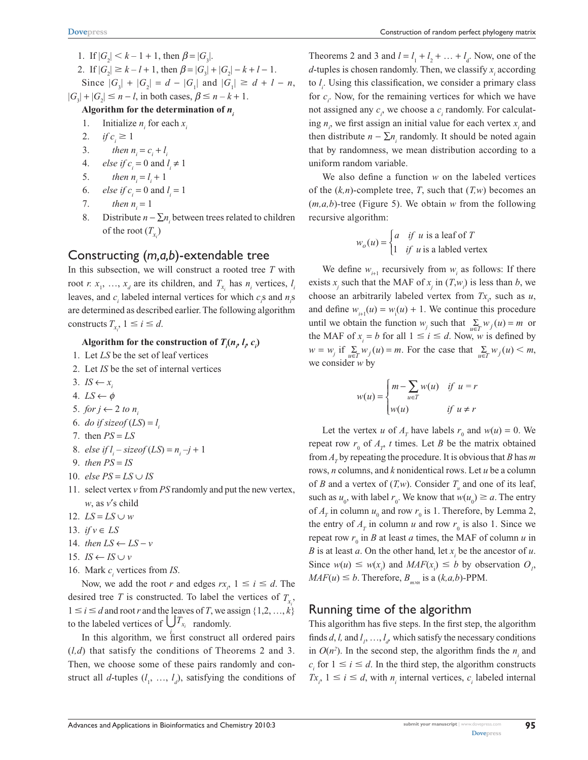1. If $|G_2| < k - 1 + 1$, then $\beta = |G_3|$.
2. If $|G_2| \geq k - l + 1$, then $\beta = |G_3| + |G_2| - k + l - 1$.

Since $|G_3| + |G_2| = d - |G_1|$ and $|G_1| \geq d + l - n$, $|G_3| + |G_2| \leq n - l$, in both cases, $\beta \leq n - k + 1$.

**Algorithm for the determination of $n_i$**

1. Initialize $n_i$ for each $x_i$
2. *if* $c_i \geq 1$
3. *then* $n_i = c_i + l_i$
4. *else if* $c_i = 0$ and $l_i \neq 1$
5. *then* $n_i = l_i + 1$
6. *else if* $c_i = 0$ and $l_i = 1$
7. *then* $n_i = 1$
8. Distribute $n - \sum n_i$ between trees related to children of the root ($T_{x_i}$)

## Constructing (*m,a,b*)-extendable tree

In this subsection, we will construct a rooted tree $T$ with root $r$. $x_1, \ldots, x_d$ are its children, and $T_{x_i}$ has $n_i$ vertices, $l_i$ leaves, and $c_i$ labeled internal vertices for which $c_i$s and $n_i$s are determined as described earlier. The following algorithm constructs $T_{x_i}$, $1 \leq i \leq d$.

**Algorithm for the construction of $T_i(n_i, l_i, c_i)$**

1. Let $LS$ be the set of leaf vertices
2. Let $IS$ be the set of internal vertices
3. $IS \leftarrow x_i$
4. $LS \leftarrow \phi$
5. *for* $j \leftarrow 2$ *to* $n_i$
6. *do if sizeof* $(LS) = l_i$
7. then $PS = LS$
8. *else if* $l_i -$ *sizeof* $(LS) = n_i - j + 1$
9. *then* $PS = IS$
10. *else* $PS = LS \cup IS$
11. select vertex $v$ from $PS$ randomly and put the new vertex, $w$, as $v$'s child
12. $LS = LS \cup w$
13. *if* $v \in LS$
14. *then* $LS \leftarrow LS - v$
15. $IS \leftarrow IS \cup v$
16. Mark $c_i$ vertices from $IS$.

Now, we add the root $r$ and edges $rx_i$, $1 \leq i \leq d$. The desired tree $T$ is constructed. To label the vertices of $T_{x_i}$, $1 \leq i \leq d$ and root $r$ and the leaves of $T$, we assign $\{1,2, \ldots, k\}$ to the labeled vertices of $\bigcup_i T_{x_i}$ randomly.

In this algorithm, we first construct all ordered pairs $(l,d)$ that satisfy the conditions of Theorems 2 and 3. Then, we choose some of these pairs randomly and construct all $d$-tuples $(l_1, \ldots, l_d)$, satisfying the conditions of Theorems 2 and 3 and $l = l_1 + l_2 + \ldots + l_d$. Now, one of the $d$-tuples is chosen randomly. Then, we classify $x_i$ according to $l_i$. Using this classification, we consider a primary class for $c_i$. Now, for the remaining vertices for which we have not assigned any $c_i$, we choose a $c_i$ randomly. For calculating $n_i$, we first assign an initial value for each vertex $x_i$ and then distribute $n - \sum n_i$ randomly. It should be noted again that by randomness, we mean distribution according to a uniform random variable.

We also define a function $w$ on the labeled vertices of the $(k,n)$-complete tree, $T$, such that $(T,w)$ becomes an $(m,a,b)$-tree (Figure 5). We obtain $w$ from the following recursive algorithm:

$$w_o(u) = \begin{cases} a & \text{if } u \text{ is a leaf of } T \\ 1 & \text{if } u \text{ is a labled vertex} \end{cases}$$

We define $w_{i+1}$ recursively from $w_i$ as follows: If there exists $x_j$ such that the MAF of $x_j$ in $(T,w_i)$ is less than $b$, we choose an arbitrarily labeled vertex from $Tx_i$, such as $u$, and define $w_{i+1}(u) = w_i(u) + 1$. We continue this procedure until we obtain the function $w_j$ such that $\sum_{u \in T} w_j(u) = m$ or the MAF of $x_i = b$ for all $1 \leq i \leq d$. Now, $w$ is defined by $w = w_j$ if $\sum_{u \in T} w_j(u) = m$. For the case that $\sum_{u \in T} w_j(u) < m$, we consider $w$ by

$$w(u) = \begin{cases} m - \sum_{u \in T} w(u) & \text{if } u = r \\ w(u) & \text{if } u \neq r \end{cases}$$

Let the vertex $u$ of $A_T$ have labels $r_0$ and $w(u) = 0$. We repeat row $r_0$ of $A_T$, $t$ times. Let $B$ be the matrix obtained from $A_T$ by repeating the procedure. It is obvious that $B$ has $m$ rows, $n$ columns, and $k$ nonidentical rows. Let $u$ be a column of $B$ and a vertex of $(T,w)$. Consider $T_u$ and one of its leaf, such as $u_0$, with label $r_0$. We know that $w(u_0) \geq a$. The entry of $A_T$ in column $u_0$ and row $r_0$ is 1. Therefore, by Lemma 2, the entry of $A_T$ in column $u$ and row $r_0$ is also 1. Since we repeat row $r_0$ in $B$ at least $a$ times, the MAF of column $u$ in $B$ is at least $a$. On the other hand, let $x_i$ be the ancestor of $u$. Since $w(u) \leq w(x_i)$ and $MAF(x_i) \leq b$ by observation $O_1$, $MAF(u) \leq b$. Therefore, $B_{m \times n}$ is a $(k,a,b)$-PPM.

## Running time of the algorithm

This algorithm has five steps. In the first step, the algorithm finds $d$, $l$, and $l_1, \ldots, l_d$, which satisfy the necessary conditions in $O(n^2)$. In the second step, the algorithm finds the $n_i$ and $c_i$ for $1 \leq i \leq d$. In the third step, the algorithm constructs $Tx_i$, $1 \leq i \leq d$, with $n_i$ internal vertices, $c_i$ labeled internal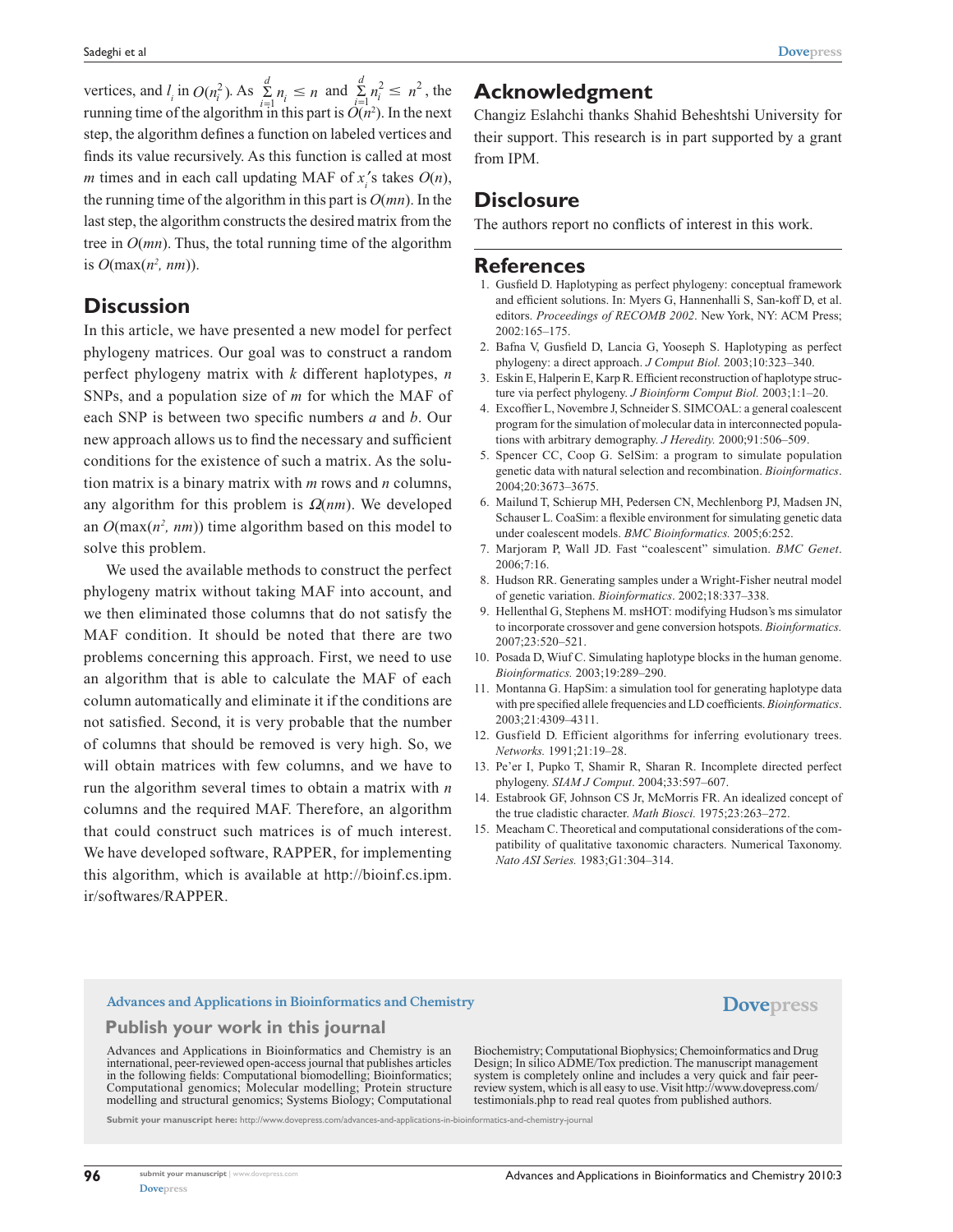vertices, and $l_i$ in $O(n_i^2)$. As $\sum_{i=1}^{d} n_i \leq n$ and $\sum_{i=1}^{d} n_i^2 \leq n^2$, the running time of the algorithm in this part is $O(n^2)$. In the next step, the algorithm defines a function on labeled vertices and finds its value recursively. As this function is called at most $m$ times and in each call updating MAF of $x_i'$s takes $O(n)$, the running time of the algorithm in this part is $O(mn)$. In the last step, the algorithm constructs the desired matrix from the tree in $O(mn)$. Thus, the total running time of the algorithm is $O(\max(n^2, nm))$.

## Discussion

In this article, we have presented a new model for perfect phylogeny matrices. Our goal was to construct a random perfect phylogeny matrix with $k$ different haplotypes, $n$ SNPs, and a population size of $m$ for which the MAF of each SNP is between two specific numbers $a$ and $b$. Our new approach allows us to find the necessary and sufficient conditions for the existence of such a matrix. As the solution matrix is a binary matrix with $m$ rows and $n$ columns, any algorithm for this problem is $\Omega(nm)$. We developed an $O(\max(n^2, nm))$ time algorithm based on this model to solve this problem.

We used the available methods to construct the perfect phylogeny matrix without taking MAF into account, and we then eliminated those columns that do not satisfy the MAF condition. It should be noted that there are two problems concerning this approach. First, we need to use an algorithm that is able to calculate the MAF of each column automatically and eliminate it if the conditions are not satisfied. Second, it is very probable that the number of columns that should be removed is very high. So, we will obtain matrices with few columns, and we have to run the algorithm several times to obtain a matrix with $n$ columns and the required MAF. Therefore, an algorithm that could construct such matrices is of much interest. We have developed software, RAPPER, for implementing this algorithm, which is available at http://bioinf.cs.ipm.ir/softwares/RAPPER.

## Acknowledgment

Changiz Eslahchi thanks Shahid Beheshtshi University for their support. This research is in part supported by a grant from IPM.

## Disclosure

The authors report no conflicts of interest in this work.

## References

1. Gusfield D. Haplotyping as perfect phylogeny: conceptual framework and efficient solutions. In: Myers G, Hannenhalli S, San-koff D, et al. editors. *Proceedings of RECOMB 2002*. New York, NY: ACM Press; 2002:165–175.
2. Bafna V, Gusfield D, Lancia G, Yooseph S. Haplotyping as perfect phylogeny: a direct approach. *J Comput Biol.* 2003;10:323–340.
3. Eskin E, Halperin E, Karp R. Efficient reconstruction of haplotype structure via perfect phylogeny. *J Bioinform Comput Biol.* 2003;1:1–20.
4. Excoffier L, Novembre J, Schneider S. SIMCOAL: a general coalescent program for the simulation of molecular data in interconnected populations with arbitrary demography. *J Heredity.* 2000;91:506–509.
5. Spencer CC, Coop G. SelSim: a program to simulate population genetic data with natural selection and recombination. *Bioinformatics*. 2004;20:3673–3675.
6. Mailund T, Schierup MH, Pedersen CN, Mechlenborg PJ, Madsen JN, Schauser L. CoaSim: a flexible environment for simulating genetic data under coalescent models. *BMC Bioinformatics.* 2005;6:252.
7. Marjoram P, Wall JD. Fast "coalescent" simulation. *BMC Genet*. 2006;7:16.
8. Hudson RR. Generating samples under a Wright-Fisher neutral model of genetic variation. *Bioinformatics*. 2002;18:337–338.
9. Hellenthal G, Stephens M. msHOT: modifying Hudson's ms simulator to incorporate crossover and gene conversion hotspots. *Bioinformatics.* 2007;23:520–521.
10. Posada D, Wiuf C. Simulating haplotype blocks in the human genome. *Bioinformatics.* 2003;19:289–290.
11. Montanna G. HapSim: a simulation tool for generating haplotype data with pre specified allele frequencies and LD coefficients. *Bioinformatics*. 2003;21:4309–4311.
12. Gusfield D. Efficient algorithms for inferring evolutionary trees. *Networks.* 1991;21:19–28.
13. Pe'er I, Pupko T, Shamir R, Sharan R. Incomplete directed perfect phylogeny. *SIAM J Comput*. 2004;33:597–607.
14. Estabrook GF, Johnson CS Jr, McMorris FR. An idealized concept of the true cladistic character. *Math Biosci.* 1975;23:263–272.
15. Meacham C. Theoretical and computational considerations of the compatibility of qualitative taxonomic characters. Numerical Taxonomy. *Nato ASI Series.* 1983;G1:304–314.

**Advances and Applications in Bioinformatics and Chemistry**

**Publish your work in this journal**

Advances and Applications in Bioinformatics and Chemistry is an international, peer-reviewed open-access journal that publishes articles in the following fields: Computational biomodelling; Bioinformatics; Computational genomics; Molecular modelling; Protein structure modelling and structural genomics; Systems Biology; Computational Biochemistry; Computational Biophysics; Chemoinformatics and Drug Design; In silico ADME/Tox prediction. The manuscript management system is completely online and includes a very quick and fair peer-review system, which is all easy to use. Visit http://www.dovepress.com/testimonials.php to read real quotes from published authors.

**Submit your manuscript here:** http://www.dovepress.com/advances-and-applications-in-bioinformatics-and-chemistry-journal